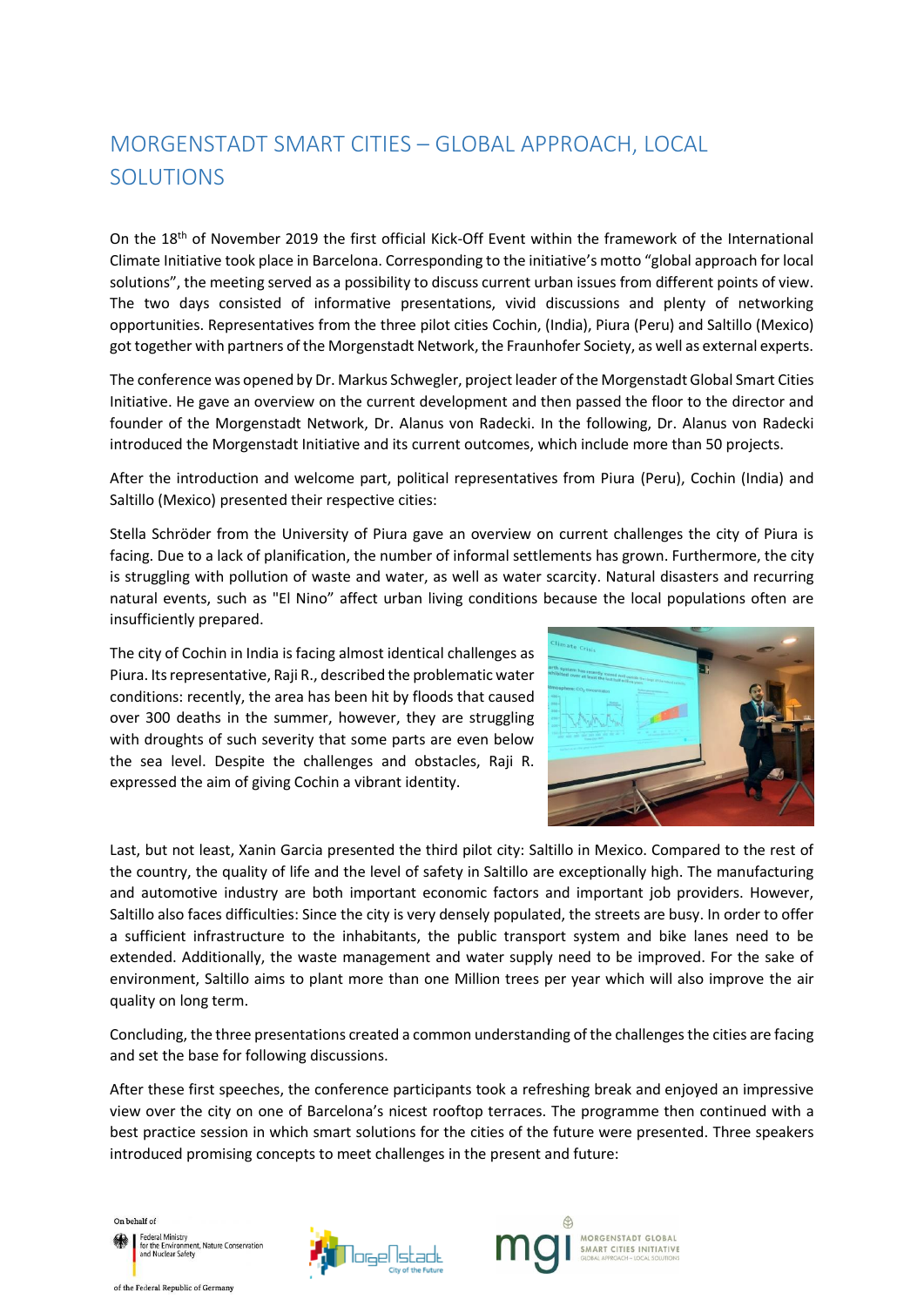# MORGENSTADT SMART CITIES – GLOBAL APPROACH, LOCAL SOLUTIONS

On the 18th of November 2019 the first official Kick-Off Event within the framework of the International Climate Initiative took place in Barcelona. Corresponding to the initiative's motto "global approach for local solutions", the meeting served as a possibility to discuss current urban issues from different points of view. The two days consisted of informative presentations, vivid discussions and plenty of networking opportunities. Representatives from the three pilot cities Cochin, (India), Piura (Peru) and Saltillo (Mexico) got together with partners of the Morgenstadt Network, the Fraunhofer Society, as well as external experts.

The conference was opened by Dr. Markus Schwegler, project leader of the Morgenstadt Global Smart Cities Initiative. He gave an overview on the current development and then passed the floor to the director and founder of the Morgenstadt Network, Dr. Alanus von Radecki. In the following, Dr. Alanus von Radecki introduced the Morgenstadt Initiative and its current outcomes, which include more than 50 projects.

After the introduction and welcome part, political representatives from Piura (Peru), Cochin (India) and Saltillo (Mexico) presented their respective cities:

Stella Schröder from the University of Piura gave an overview on current challenges the city of Piura is facing. Due to a lack of planification, the number of informal settlements has grown. Furthermore, the city is struggling with pollution of waste and water, as well as water scarcity. Natural disasters and recurring natural events, such as "El Nino" affect urban living conditions because the local populations often are insufficiently prepared.

The city of Cochin in India is facing almost identical challenges as Piura. Its representative, Raji R., described the problematic water conditions: recently, the area has been hit by floods that caused over 300 deaths in the summer, however, they are struggling with droughts of such severity that some parts are even below the sea level. Despite the challenges and obstacles, Raji R. expressed the aim of giving Cochin a vibrant identity.

Last, but not least, Xanin Garcia presented the third pilot city: Saltillo in Mexico. Compared to the rest of the country, the quality of life and the level of safety in Saltillo are exceptionally high. The manufacturing and automotive industry are both important economic factors and important job providers. However, Saltillo also faces difficulties: Since the city is very densely populated, the streets are busy. In order to offer a sufficient infrastructure to the inhabitants, the public transport system and bike lanes need to be extended. Additionally, the waste management and water supply need to be improved. For the sake of environment, Saltillo aims to plant more than one Million trees per year which will also improve the air quality on long term.

Concluding, the three presentations created a common understanding of the challenges the cities are facing and set the base for following discussions.

After these first speeches, the conference participants took a refreshing break and enjoyed an impressive view over the city on one of Barcelona's nicest rooftop terraces. The programme then continued with a best practice session in which smart solutions for the cities of the future were presented. Three speakers introduced promising concepts to meet challenges in the present and future: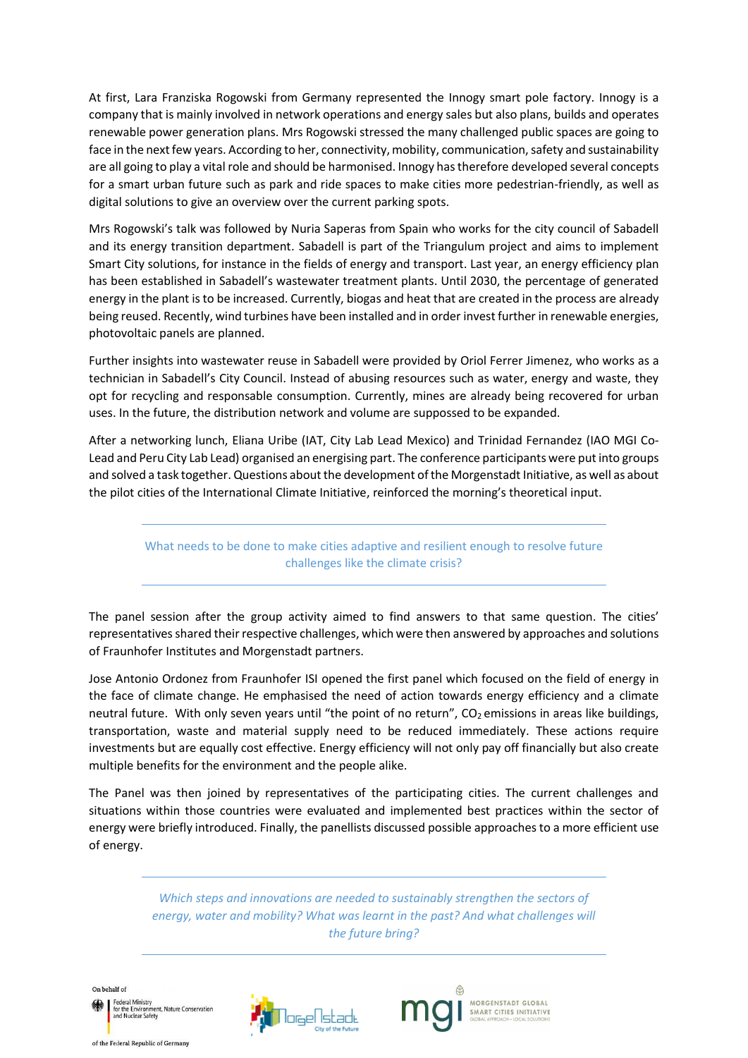At first, Lara Franziska Rogowski from Germany represented the Innogy smart pole factory. Innogy is a company that is mainly involved in network operations and energy sales but also plans, builds and operates renewable power generation plans. Mrs Rogowski stressed the many challenged public spaces are going to face in the next few years. According to her, connectivity, mobility, communication, safety and sustainability are all going to play a vital role and should be harmonised. Innogy has therefore developed several concepts for a smart urban future such as park and ride spaces to make cities more pedestrian-friendly, as well as digital solutions to give an overview over the current parking spots.

Mrs Rogowski's talk was followed by Nuria Saperas from Spain who works for the city council of Sabadell and its energy transition department. Sabadell is part of the Triangulum project and aims to implement Smart City solutions, for instance in the fields of energy and transport. Last year, an energy efficiency plan has been established in Sabadell's wastewater treatment plants. Until 2030, the percentage of generated energy in the plant is to be increased. Currently, biogas and heat that are created in the process are already being reused. Recently, wind turbines have been installed and in order invest further in renewable energies, photovoltaic panels are planned.

Further insights into wastewater reuse in Sabadell were provided by Oriol Ferrer Jimenez, who works as a technician in Sabadell's City Council. Instead of abusing resources such as water, energy and waste, they opt for recycling and responsable consumption. Currently, mines are already being recovered for urban uses. In the future, the distribution network and volume are suppossed to be expanded.

After a networking lunch, Eliana Uribe (IAT, City Lab Lead Mexico) and Trinidad Fernandez (IAO MGI Co-Lead and Peru City Lab Lead) organised an energising part. The conference participants were put into groups and solved a task together. Questions about the development of the Morgenstadt Initiative, as well as about the pilot cities of the International Climate Initiative, reinforced the morning's theoretical input.

---

What needs to be done to make cities adaptive and resilient enough to resolve future challenges like the climate crisis?

---

The panel session after the group activity aimed to find answers to that same question. The cities' representatives shared their respective challenges, which were then answered by approaches and solutions of Fraunhofer Institutes and Morgenstadt partners.

Jose Antonio Ordonez from Fraunhofer ISI opened the first panel which focused on the field of energy in the face of climate change. He emphasised the need of action towards energy efficiency and a climate neutral future. With only seven years until "the point of no return", $CO_2$ emissions in areas like buildings, transportation, waste and material supply need to be reduced immediately. These actions require investments but are equally cost effective. Energy efficiency will not only pay off financially but also create multiple benefits for the environment and the people alike.

The Panel was then joined by representatives of the participating cities. The current challenges and situations within those countries were evaluated and implemented best practices within the sector of energy were briefly introduced. Finally, the panellists discussed possible approaches to a more efficient use of energy.

---

*Which steps and innovations are needed to sustainably strengthen the sectors of energy, water and mobility? What was learnt in the past? And what challenges will the future bring?*

---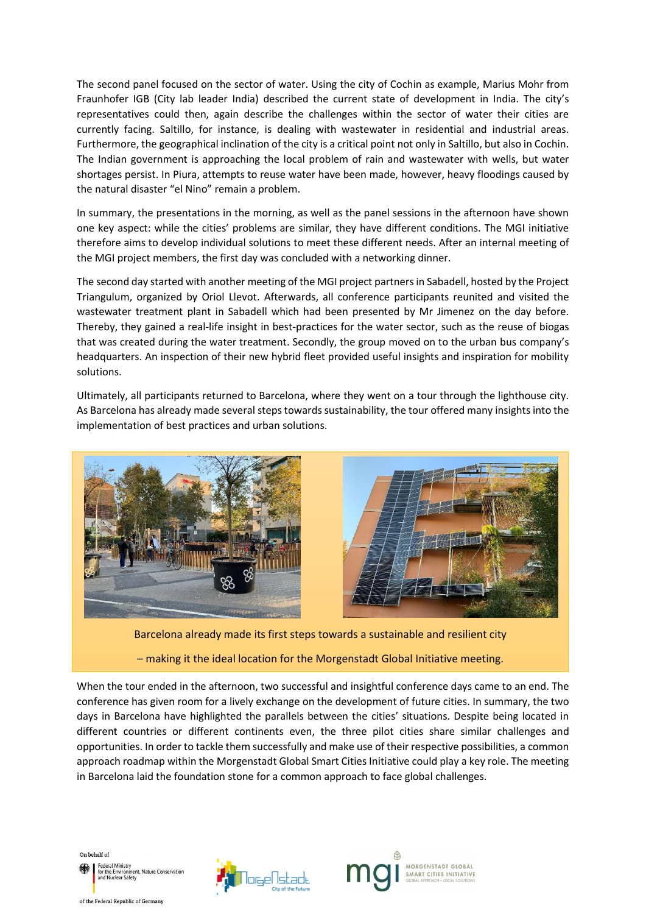The second panel focused on the sector of water. Using the city of Cochin as example, Marius Mohr from Fraunhofer IGB (City lab leader India) described the current state of development in India. The city's representatives could then, again describe the challenges within the sector of water their cities are currently facing. Saltillo, for instance, is dealing with wastewater in residential and industrial areas. Furthermore, the geographical inclination of the city is a critical point not only in Saltillo, but also in Cochin. The Indian government is approaching the local problem of rain and wastewater with wells, but water shortages persist. In Piura, attempts to reuse water have been made, however, heavy floodings caused by the natural disaster "el Nino" remain a problem.

In summary, the presentations in the morning, as well as the panel sessions in the afternoon have shown one key aspect: while the cities' problems are similar, they have different conditions. The MGI initiative therefore aims to develop individual solutions to meet these different needs. After an internal meeting of the MGI project members, the first day was concluded with a networking dinner.

The second day started with another meeting of the MGI project partners in Sabadell, hosted by the Project Triangulum, organized by Oriol Llevot. Afterwards, all conference participants reunited and visited the wastewater treatment plant in Sabadell which had been presented by Mr Jimenez on the day before. Thereby, they gained a real-life insight in best-practices for the water sector, such as the reuse of biogas that was created during the water treatment. Secondly, the group moved on to the urban bus company's headquarters. An inspection of their new hybrid fleet provided useful insights and inspiration for mobility solutions.

Ultimately, all participants returned to Barcelona, where they went on a tour through the lighthouse city. As Barcelona has already made several steps towards sustainability, the tour offered many insights into the implementation of best practices and urban solutions.

Barcelona already made its first steps towards a sustainable and resilient city

– making it the ideal location for the Morgenstadt Global Initiative meeting.

When the tour ended in the afternoon, two successful and insightful conference days came to an end. The conference has given room for a lively exchange on the development of future cities. In summary, the two days in Barcelona have highlighted the parallels between the cities' situations. Despite being located in different countries or different continents even, the three pilot cities share similar challenges and opportunities. In order to tackle them successfully and make use of their respective possibilities, a common approach roadmap within the Morgenstadt Global Smart Cities Initiative could play a key role. The meeting in Barcelona laid the foundation stone for a common approach to face global challenges.